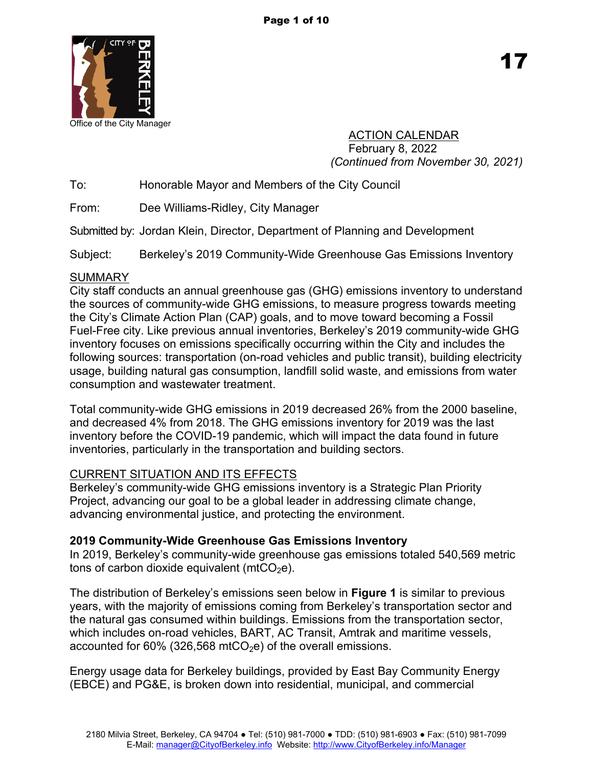17

Office of the City Manager

ACTION CALENDAR
February 8, 2022
*(Continued from November 30, 2021)*

To: Honorable Mayor and Members of the City Council

From: Dee Williams-Ridley, City Manager

Submitted by: Jordan Klein, Director, Department of Planning and Development

Subject: Berkeley's 2019 Community-Wide Greenhouse Gas Emissions Inventory

## SUMMARY

City staff conducts an annual greenhouse gas (GHG) emissions inventory to understand the sources of community-wide GHG emissions, to measure progress towards meeting the City's Climate Action Plan (CAP) goals, and to move toward becoming a Fossil Fuel-Free city. Like previous annual inventories, Berkeley's 2019 community-wide GHG inventory focuses on emissions specifically occurring within the City and includes the following sources: transportation (on-road vehicles and public transit), building electricity usage, building natural gas consumption, landfill solid waste, and emissions from water consumption and wastewater treatment.

Total community-wide GHG emissions in 2019 decreased 26% from the 2000 baseline, and decreased 4% from 2018. The GHG emissions inventory for 2019 was the last inventory before the COVID-19 pandemic, which will impact the data found in future inventories, particularly in the transportation and building sectors.

## CURRENT SITUATION AND ITS EFFECTS

Berkeley's community-wide GHG emissions inventory is a Strategic Plan Priority Project, advancing our goal to be a global leader in addressing climate change, advancing environmental justice, and protecting the environment.

### 2019 Community-Wide Greenhouse Gas Emissions Inventory

In 2019, Berkeley's community-wide greenhouse gas emissions totaled 540,569 metric tons of carbon dioxide equivalent (mt$CO_2$e).

The distribution of Berkeley's emissions seen below in **Figure 1** is similar to previous years, with the majority of emissions coming from Berkeley's transportation sector and the natural gas consumed within buildings. Emissions from the transportation sector, which includes on-road vehicles, BART, AC Transit, Amtrak and maritime vessels, accounted for 60% (326,568 mt$CO_2$e) of the overall emissions.

Energy usage data for Berkeley buildings, provided by East Bay Community Energy (EBCE) and PG&E, is broken down into residential, municipal, and commercial

2180 Milvia Street, Berkeley, CA 94704 ● Tel: (510) 981-7000 ● TDD: (510) 981-6903 ● Fax: (510) 981-7099
E-Mail: manager@CityofBerkeley.info Website: http://www.CityofBerkeley.info/Manager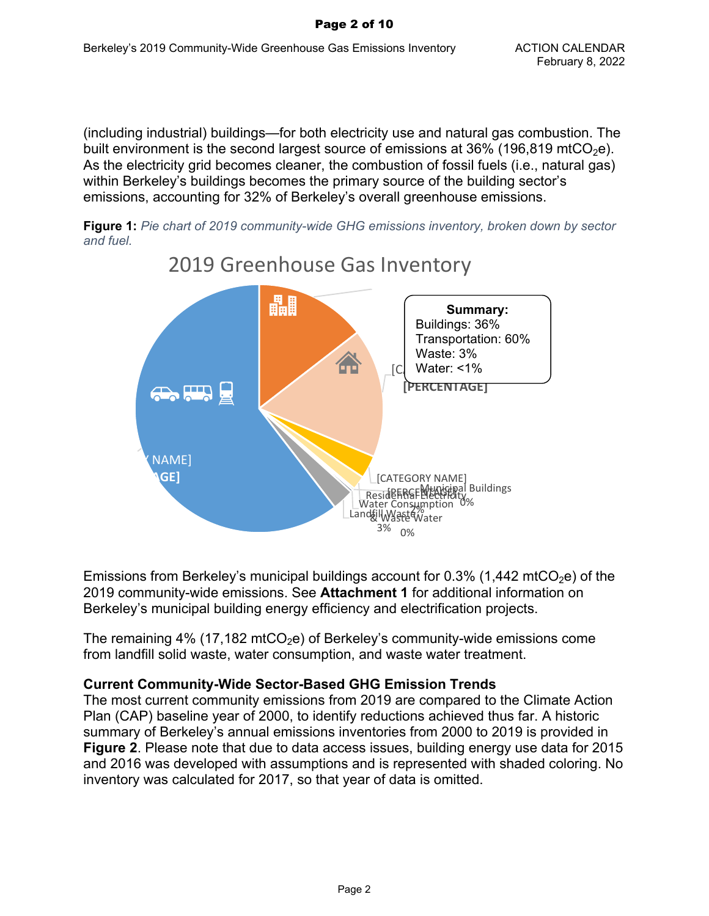(including industrial) buildings—for both electricity use and natural gas combustion. The built environment is the second largest source of emissions at 36% (196,819 mt$CO_2$e). As the electricity grid becomes cleaner, the combustion of fossil fuels (i.e., natural gas) within Berkeley's buildings becomes the primary source of the building sector's emissions, accounting for 32% of Berkeley's overall greenhouse emissions.

**Figure 1:** *Pie chart of 2019 community-wide GHG emissions inventory, broken down by sector and fuel.*

2019 Greenhouse Gas Inventory

**Summary:**
Buildings: 36%
Transportation: 60%
Waste: 3%
Water: <1%

Emissions from Berkeley's municipal buildings account for 0.3% (1,442 mt$CO_2$e) of the 2019 community-wide emissions. See **Attachment 1** for additional information on Berkeley's municipal building energy efficiency and electrification projects.

The remaining 4% (17,182 mt$CO_2$e) of Berkeley's community-wide emissions come from landfill solid waste, water consumption, and waste water treatment.

**Current Community-Wide Sector-Based GHG Emission Trends**

The most current community emissions from 2019 are compared to the Climate Action Plan (CAP) baseline year of 2000, to identify reductions achieved thus far. A historic summary of Berkeley's annual emissions inventories from 2000 to 2019 is provided in **Figure 2**. Please note that due to data access issues, building energy use data for 2015 and 2016 was developed with assumptions and is represented with shaded coloring. No inventory was calculated for 2017, so that year of data is omitted.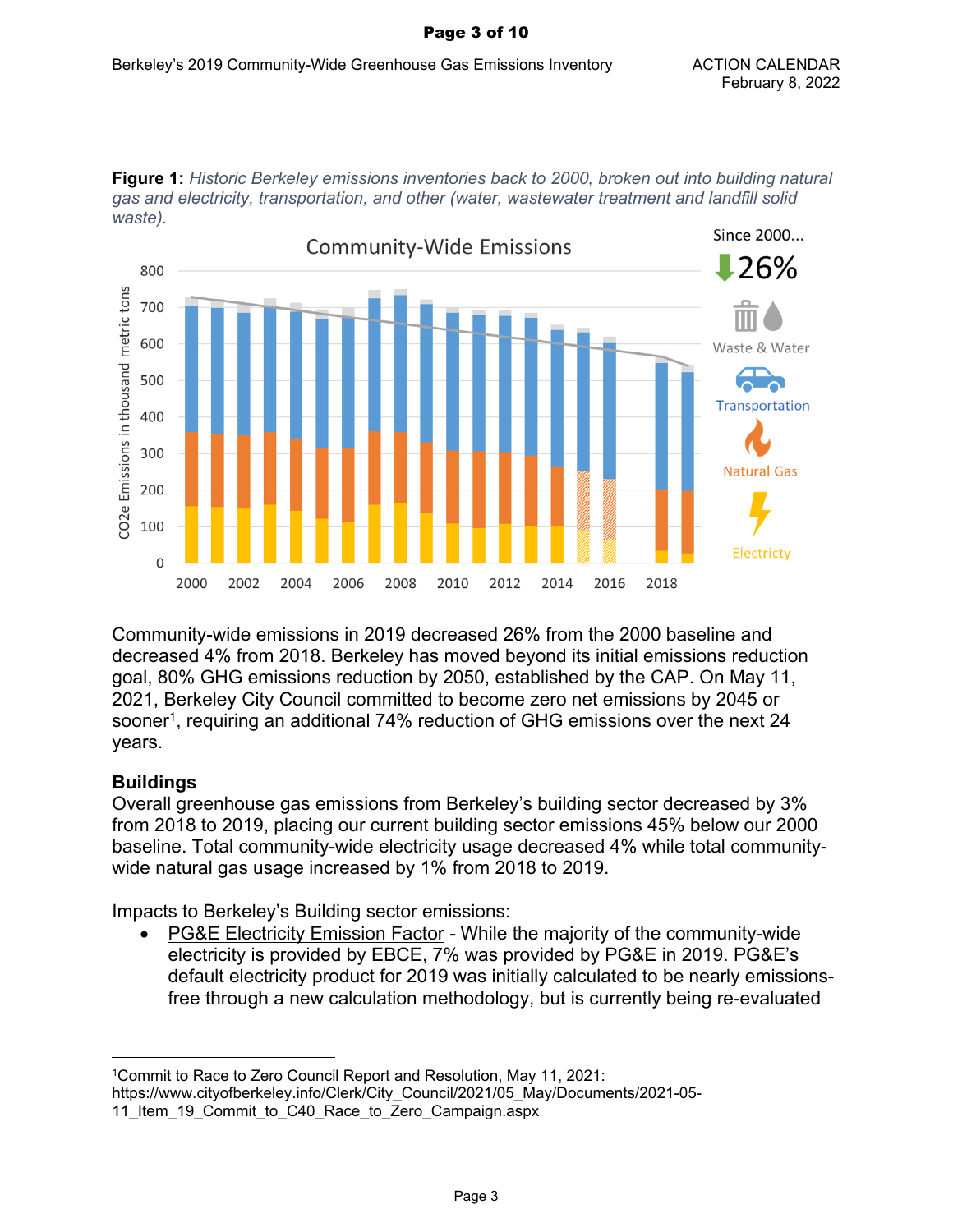**Figure 1:** *Historic Berkeley emissions inventories back to 2000, broken out into building natural gas and electricity, transportation, and other (water, wastewater treatment and landfill solid waste).*

Community-wide emissions in 2019 decreased 26% from the 2000 baseline and decreased 4% from 2018. Berkeley has moved beyond its initial emissions reduction goal, 80% GHG emissions reduction by 2050, established by the CAP. On May 11, 2021, Berkeley City Council committed to become zero net emissions by 2045 or sooner[1], requiring an additional 74% reduction of GHG emissions over the next 24 years.

## Buildings

Overall greenhouse gas emissions from Berkeley's building sector decreased by 3% from 2018 to 2019, placing our current building sector emissions 45% below our 2000 baseline. Total community-wide electricity usage decreased 4% while total community-wide natural gas usage increased by 1% from 2018 to 2019.

Impacts to Berkeley's Building sector emissions:

- PG&E Electricity Emission Factor - While the majority of the community-wide electricity is provided by EBCE, 7% was provided by PG&E in 2019. PG&E's default electricity product for 2019 was initially calculated to be nearly emissions-free through a new calculation methodology, but is currently being re-evaluated

[1]Commit to Race to Zero Council Report and Resolution, May 11, 2021: https://www.cityofberkeley.info/Clerk/City_Council/2021/05_May/Documents/2021-05-11_Item_19_Commit_to_C40_Race_to_Zero_Campaign.aspx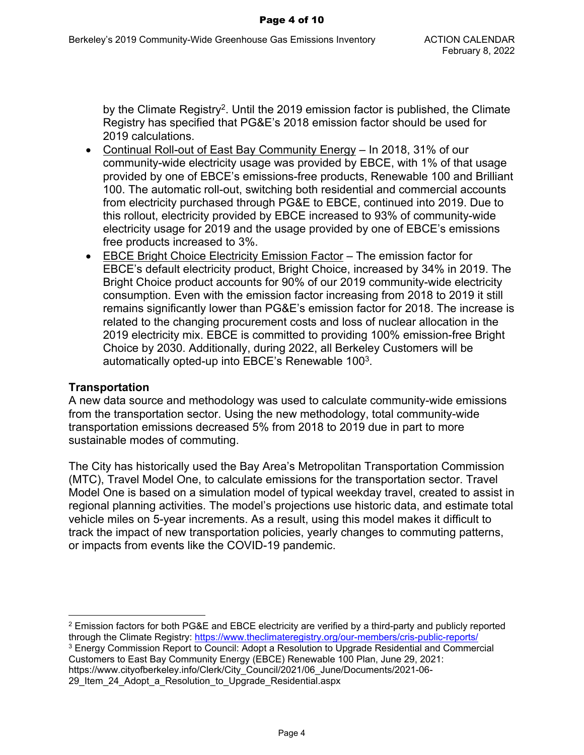by the Climate Registry[2]. Until the 2019 emission factor is published, the Climate Registry has specified that PG&E's 2018 emission factor should be used for 2019 calculations.

- Continual Roll-out of East Bay Community Energy – In 2018, 31% of our community-wide electricity usage was provided by EBCE, with 1% of that usage provided by one of EBCE's emissions-free products, Renewable 100 and Brilliant 100. The automatic roll-out, switching both residential and commercial accounts from electricity purchased through PG&E to EBCE, continued into 2019. Due to this rollout, electricity provided by EBCE increased to 93% of community-wide electricity usage for 2019 and the usage provided by one of EBCE's emissions free products increased to 3%.
- EBCE Bright Choice Electricity Emission Factor – The emission factor for EBCE's default electricity product, Bright Choice, increased by 34% in 2019. The Bright Choice product accounts for 90% of our 2019 community-wide electricity consumption. Even with the emission factor increasing from 2018 to 2019 it still remains significantly lower than PG&E's emission factor for 2018. The increase is related to the changing procurement costs and loss of nuclear allocation in the 2019 electricity mix. EBCE is committed to providing 100% emission-free Bright Choice by 2030. Additionally, during 2022, all Berkeley Customers will be automatically opted-up into EBCE's Renewable 100[3].

**Transportation**

A new data source and methodology was used to calculate community-wide emissions from the transportation sector. Using the new methodology, total community-wide transportation emissions decreased 5% from 2018 to 2019 due in part to more sustainable modes of commuting.

The City has historically used the Bay Area's Metropolitan Transportation Commission (MTC), Travel Model One, to calculate emissions for the transportation sector. Travel Model One is based on a simulation model of typical weekday travel, created to assist in regional planning activities. The model's projections use historic data, and estimate total vehicle miles on 5-year increments. As a result, using this model makes it difficult to track the impact of new transportation policies, yearly changes to commuting patterns, or impacts from events like the COVID-19 pandemic.

---

[2] Emission factors for both PG&E and EBCE electricity are verified by a third-party and publicly reported through the Climate Registry: https://www.theclimateregistry.org/our-members/cris-public-reports/

[3] Energy Commission Report to Council: Adopt a Resolution to Upgrade Residential and Commercial Customers to East Bay Community Energy (EBCE) Renewable 100 Plan, June 29, 2021: https://www.cityofberkeley.info/Clerk/City_Council/2021/06_June/Documents/2021-06-29_Item_24_Adopt_a_Resolution_to_Upgrade_Residential.aspx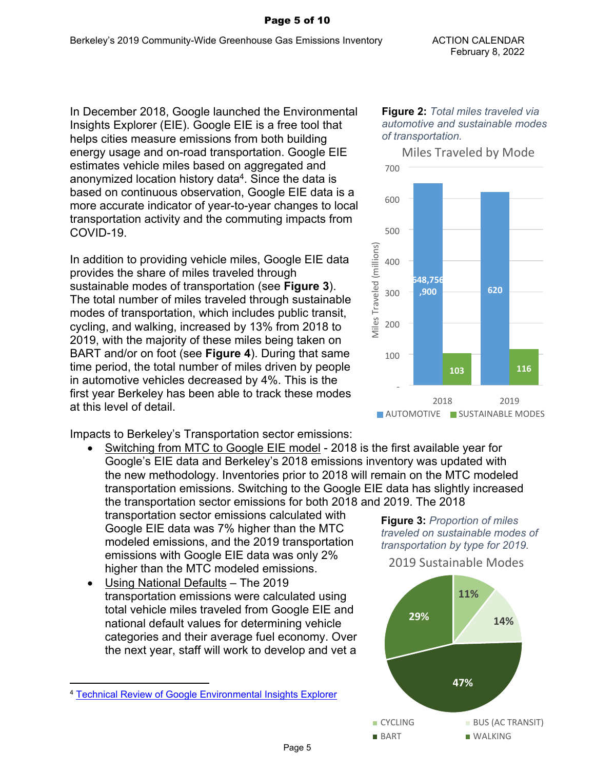In December 2018, Google launched the Environmental Insights Explorer (EIE). Google EIE is a free tool that helps cities measure emissions from both building energy usage and on-road transportation. Google EIE estimates vehicle miles based on aggregated and anonymized location history data[4]. Since the data is based on continuous observation, Google EIE data is a more accurate indicator of year-to-year changes to local transportation activity and the commuting impacts from COVID-19.

In addition to providing vehicle miles, Google EIE data provides the share of miles traveled through sustainable modes of transportation (see **Figure 3**). The total number of miles traveled through sustainable modes of transportation, which includes public transit, cycling, and walking, increased by 13% from 2018 to 2019, with the majority of these miles being taken on BART and/or on foot (see **Figure 4**). During that same time period, the total number of miles driven by people in automotive vehicles decreased by 4%. This is the first year Berkeley has been able to track these modes at this level of detail.

**Figure 2:** *Total miles traveled via automotive and sustainable modes of transportation.*

Miles Traveled by Mode

| Year | AUTOMOTIVE | SUSTAINABLE MODES |
|---|---|---|
| 2018 | 648,756,900 | 103 |
| 2019 | 620 | 116 |

Miles Traveled (millions)

Impacts to Berkeley's Transportation sector emissions:

- Switching from MTC to Google EIE model - 2018 is the first available year for Google's EIE data and Berkeley's 2018 emissions inventory was updated with the new methodology. Inventories prior to 2018 will remain on the MTC modeled transportation emissions. Switching to the Google EIE data has slightly increased the transportation sector emissions for both 2018 and 2019. The 2018 transportation sector emissions calculated with Google EIE data was 7% higher than the MTC modeled emissions, and the 2019 transportation emissions with Google EIE data was only 2% higher than the MTC modeled emissions.
- Using National Defaults – The 2019 transportation emissions were calculated using total vehicle miles traveled from Google EIE and national default values for determining vehicle categories and their average fuel economy. Over the next year, staff will work to develop and vet a

**Figure 3:** *Proportion of miles traveled on sustainable modes of transportation by type for 2019.*

2019 Sustainable Modes

| Mode | Share |
|---|---|
| CYCLING | 11% |
| BUS (AC TRANSIT) | 14% |
| BART | 47% |
| WALKING | 29% |

[4] Technical Review of Google Environmental Insights Explorer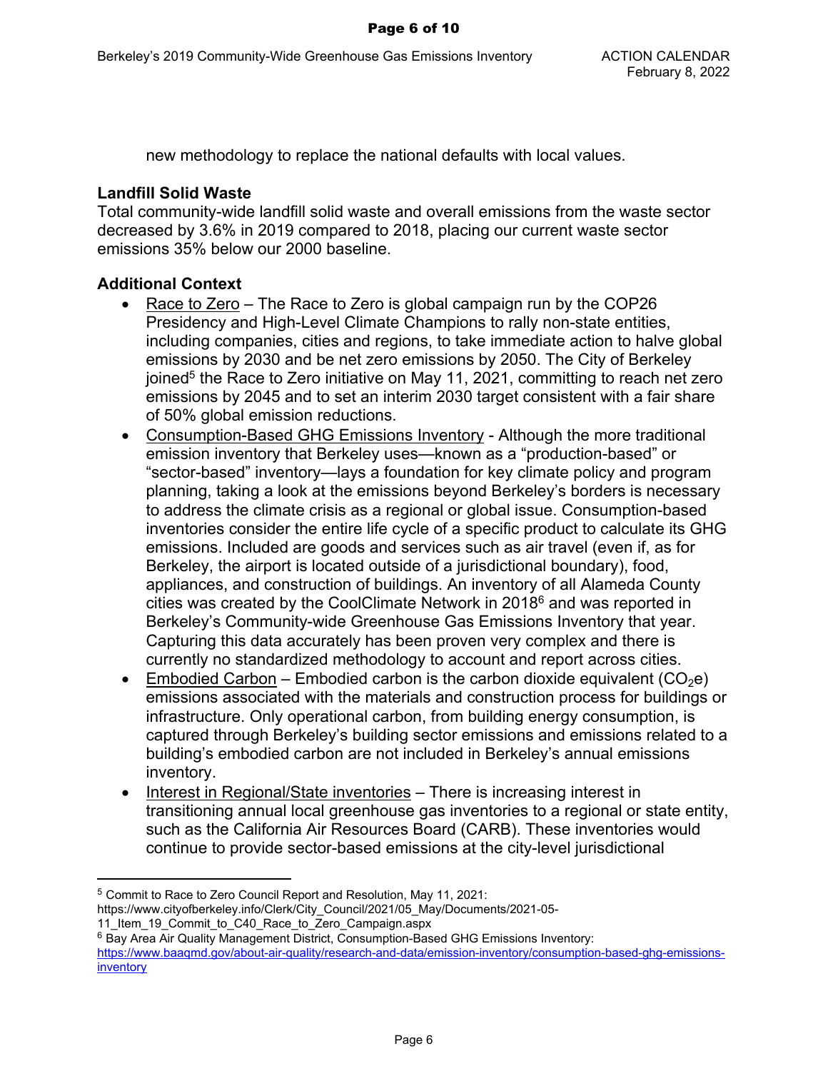new methodology to replace the national defaults with local values.

**Landfill Solid Waste**

Total community-wide landfill solid waste and overall emissions from the waste sector decreased by 3.6% in 2019 compared to 2018, placing our current waste sector emissions 35% below our 2000 baseline.

**Additional Context**

- Race to Zero – The Race to Zero is global campaign run by the COP26 Presidency and High-Level Climate Champions to rally non-state entities, including companies, cities and regions, to take immediate action to halve global emissions by 2030 and be net zero emissions by 2050. The City of Berkeley joined[5] the Race to Zero initiative on May 11, 2021, committing to reach net zero emissions by 2045 and to set an interim 2030 target consistent with a fair share of 50% global emission reductions.
- Consumption-Based GHG Emissions Inventory - Although the more traditional emission inventory that Berkeley uses—known as a "production-based" or "sector-based" inventory—lays a foundation for key climate policy and program planning, taking a look at the emissions beyond Berkeley's borders is necessary to address the climate crisis as a regional or global issue. Consumption-based inventories consider the entire life cycle of a specific product to calculate its GHG emissions. Included are goods and services such as air travel (even if, as for Berkeley, the airport is located outside of a jurisdictional boundary), food, appliances, and construction of buildings. An inventory of all Alameda County cities was created by the CoolClimate Network in 2018[6] and was reported in Berkeley's Community-wide Greenhouse Gas Emissions Inventory that year. Capturing this data accurately has been proven very complex and there is currently no standardized methodology to account and report across cities.
- Embodied Carbon – Embodied carbon is the carbon dioxide equivalent ($CO_2e$) emissions associated with the materials and construction process for buildings or infrastructure. Only operational carbon, from building energy consumption, is captured through Berkeley's building sector emissions and emissions related to a building's embodied carbon are not included in Berkeley's annual emissions inventory.
- Interest in Regional/State inventories – There is increasing interest in transitioning annual local greenhouse gas inventories to a regional or state entity, such as the California Air Resources Board (CARB). These inventories would continue to provide sector-based emissions at the city-level jurisdictional

---

[5] Commit to Race to Zero Council Report and Resolution, May 11, 2021: https://www.cityofberkeley.info/Clerk/City_Council/2021/05_May/Documents/2021-05-11_Item_19_Commit_to_C40_Race_to_Zero_Campaign.aspx

[6] Bay Area Air Quality Management District, Consumption-Based GHG Emissions Inventory: https://www.baaqmd.gov/about-air-quality/research-and-data/emission-inventory/consumption-based-ghg-emissions-inventory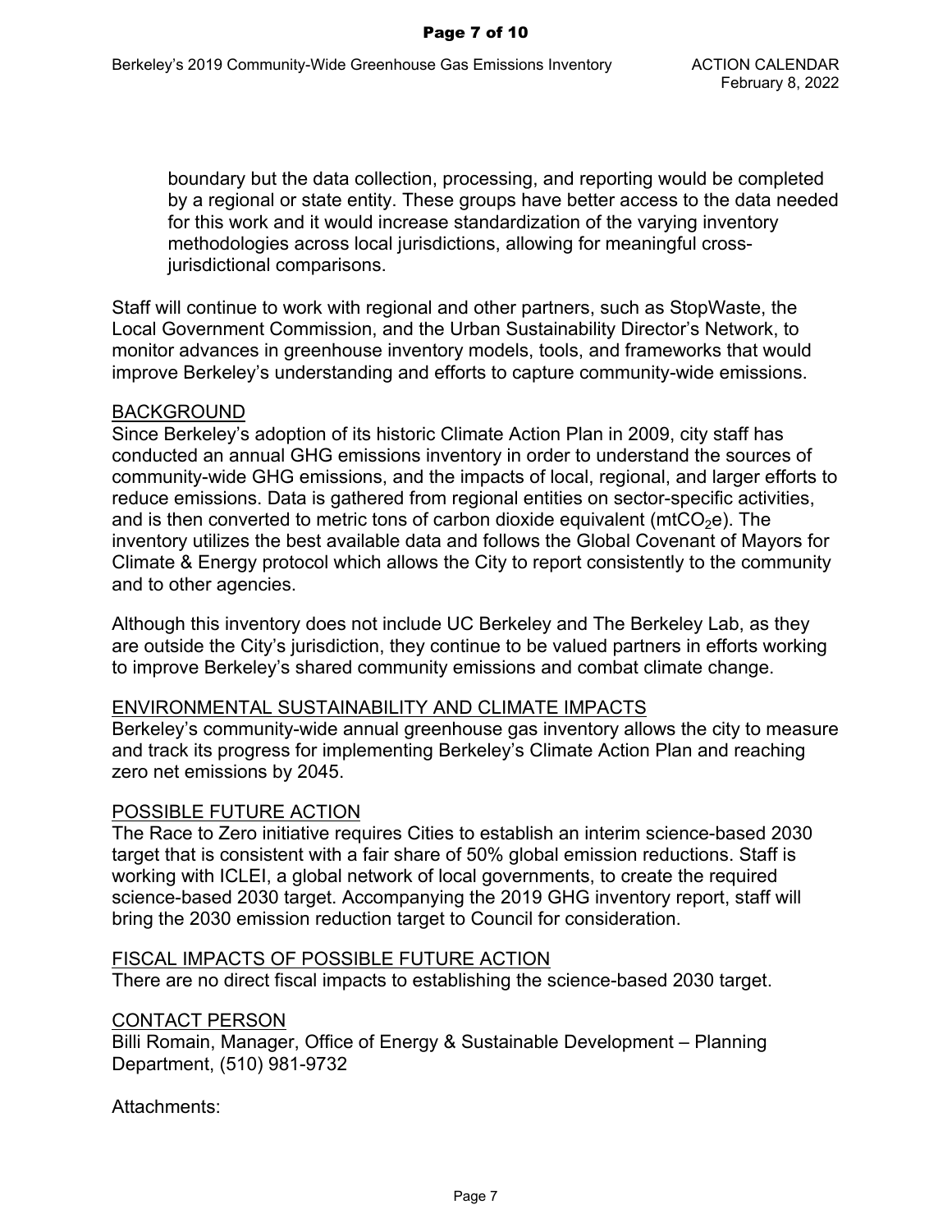boundary but the data collection, processing, and reporting would be completed by a regional or state entity. These groups have better access to the data needed for this work and it would increase standardization of the varying inventory methodologies across local jurisdictions, allowing for meaningful cross-jurisdictional comparisons.

Staff will continue to work with regional and other partners, such as StopWaste, the Local Government Commission, and the Urban Sustainability Director's Network, to monitor advances in greenhouse inventory models, tools, and frameworks that would improve Berkeley's understanding and efforts to capture community-wide emissions.

## BACKGROUND

Since Berkeley's adoption of its historic Climate Action Plan in 2009, city staff has conducted an annual GHG emissions inventory in order to understand the sources of community-wide GHG emissions, and the impacts of local, regional, and larger efforts to reduce emissions. Data is gathered from regional entities on sector-specific activities, and is then converted to metric tons of carbon dioxide equivalent ($mtCO_2e$). The inventory utilizes the best available data and follows the Global Covenant of Mayors for Climate & Energy protocol which allows the City to report consistently to the community and to other agencies.

Although this inventory does not include UC Berkeley and The Berkeley Lab, as they are outside the City's jurisdiction, they continue to be valued partners in efforts working to improve Berkeley's shared community emissions and combat climate change.

## ENVIRONMENTAL SUSTAINABILITY AND CLIMATE IMPACTS

Berkeley's community-wide annual greenhouse gas inventory allows the city to measure and track its progress for implementing Berkeley's Climate Action Plan and reaching zero net emissions by 2045.

## POSSIBLE FUTURE ACTION

The Race to Zero initiative requires Cities to establish an interim science-based 2030 target that is consistent with a fair share of 50% global emission reductions. Staff is working with ICLEI, a global network of local governments, to create the required science-based 2030 target. Accompanying the 2019 GHG inventory report, staff will bring the 2030 emission reduction target to Council for consideration.

## FISCAL IMPACTS OF POSSIBLE FUTURE ACTION

There are no direct fiscal impacts to establishing the science-based 2030 target.

## CONTACT PERSON

Billi Romain, Manager, Office of Energy & Sustainable Development – Planning Department, (510) 981-9732

Attachments: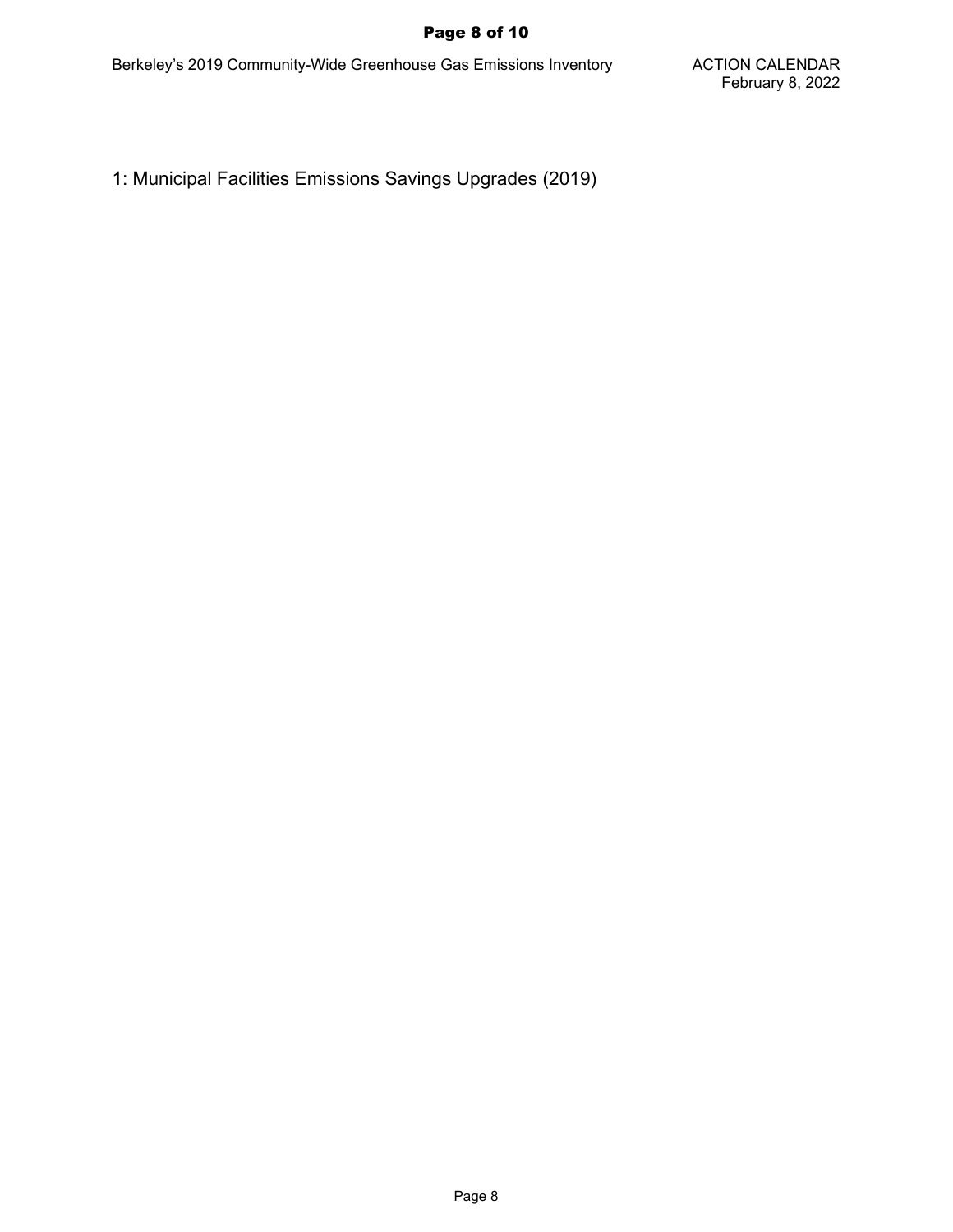1: Municipal Facilities Emissions Savings Upgrades (2019)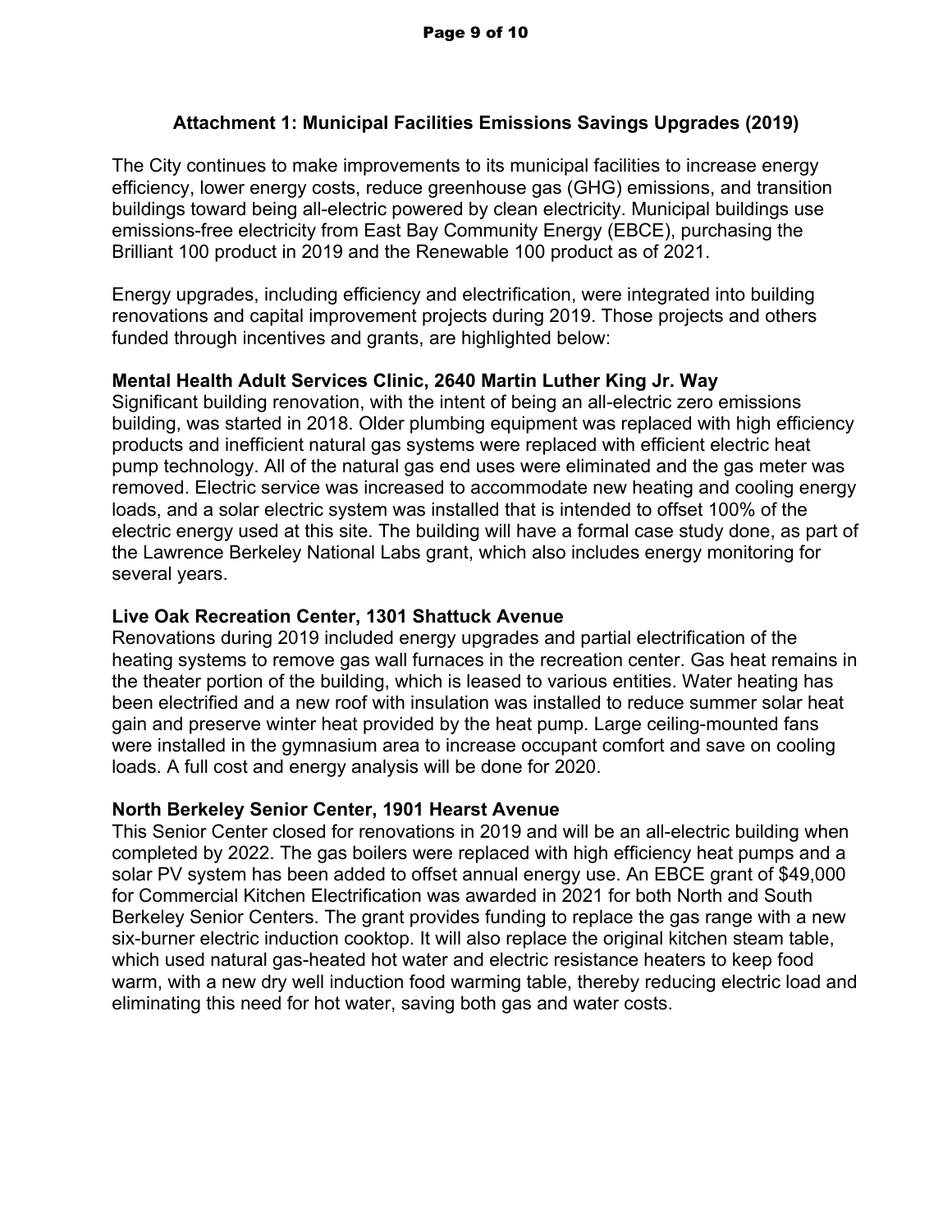## Attachment 1: Municipal Facilities Emissions Savings Upgrades (2019)

The City continues to make improvements to its municipal facilities to increase energy efficiency, lower energy costs, reduce greenhouse gas (GHG) emissions, and transition buildings toward being all-electric powered by clean electricity. Municipal buildings use emissions-free electricity from East Bay Community Energy (EBCE), purchasing the Brilliant 100 product in 2019 and the Renewable 100 product as of 2021.

Energy upgrades, including efficiency and electrification, were integrated into building renovations and capital improvement projects during 2019. Those projects and others funded through incentives and grants, are highlighted below:

**Mental Health Adult Services Clinic, 2640 Martin Luther King Jr. Way**

Significant building renovation, with the intent of being an all-electric zero emissions building, was started in 2018. Older plumbing equipment was replaced with high efficiency products and inefficient natural gas systems were replaced with efficient electric heat pump technology. All of the natural gas end uses were eliminated and the gas meter was removed. Electric service was increased to accommodate new heating and cooling energy loads, and a solar electric system was installed that is intended to offset 100% of the electric energy used at this site. The building will have a formal case study done, as part of the Lawrence Berkeley National Labs grant, which also includes energy monitoring for several years.

**Live Oak Recreation Center, 1301 Shattuck Avenue**

Renovations during 2019 included energy upgrades and partial electrification of the heating systems to remove gas wall furnaces in the recreation center. Gas heat remains in the theater portion of the building, which is leased to various entities. Water heating has been electrified and a new roof with insulation was installed to reduce summer solar heat gain and preserve winter heat provided by the heat pump. Large ceiling-mounted fans were installed in the gymnasium area to increase occupant comfort and save on cooling loads. A full cost and energy analysis will be done for 2020.

**North Berkeley Senior Center, 1901 Hearst Avenue**

This Senior Center closed for renovations in 2019 and will be an all-electric building when completed by 2022. The gas boilers were replaced with high efficiency heat pumps and a solar PV system has been added to offset annual energy use. An EBCE grant of $49,000 for Commercial Kitchen Electrification was awarded in 2021 for both North and South Berkeley Senior Centers. The grant provides funding to replace the gas range with a new six-burner electric induction cooktop. It will also replace the original kitchen steam table, which used natural gas-heated hot water and electric resistance heaters to keep food warm, with a new dry well induction food warming table, thereby reducing electric load and eliminating this need for hot water, saving both gas and water costs.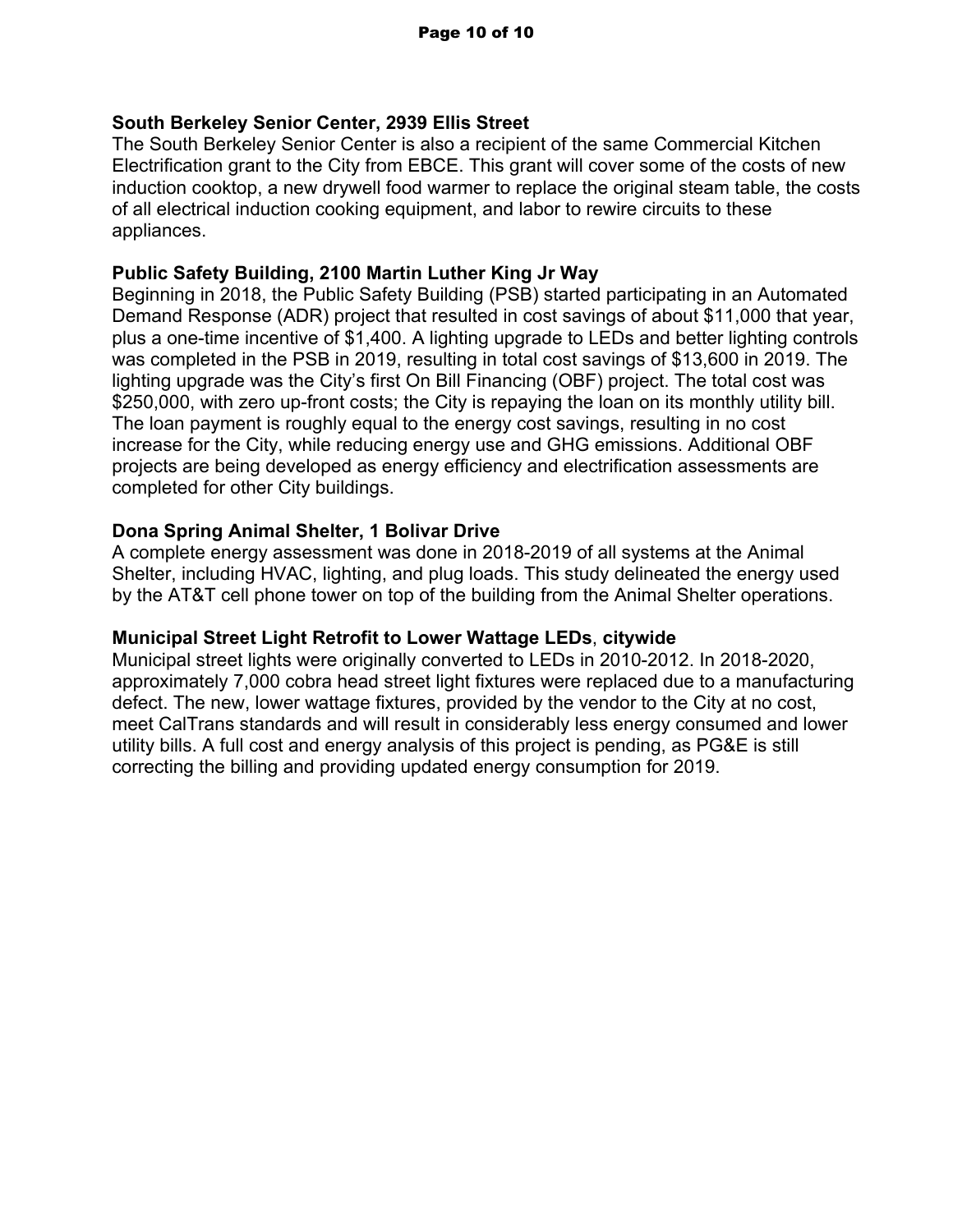**South Berkeley Senior Center, 2939 Ellis Street**
The South Berkeley Senior Center is also a recipient of the same Commercial Kitchen Electrification grant to the City from EBCE. This grant will cover some of the costs of new induction cooktop, a new drywell food warmer to replace the original steam table, the costs of all electrical induction cooking equipment, and labor to rewire circuits to these appliances.

**Public Safety Building, 2100 Martin Luther King Jr Way**
Beginning in 2018, the Public Safety Building (PSB) started participating in an Automated Demand Response (ADR) project that resulted in cost savings of about $11,000 that year, plus a one-time incentive of $1,400. A lighting upgrade to LEDs and better lighting controls was completed in the PSB in 2019, resulting in total cost savings of $13,600 in 2019. The lighting upgrade was the City's first On Bill Financing (OBF) project. The total cost was $250,000, with zero up-front costs; the City is repaying the loan on its monthly utility bill. The loan payment is roughly equal to the energy cost savings, resulting in no cost increase for the City, while reducing energy use and GHG emissions. Additional OBF projects are being developed as energy efficiency and electrification assessments are completed for other City buildings.

**Dona Spring Animal Shelter, 1 Bolivar Drive**
A complete energy assessment was done in 2018-2019 of all systems at the Animal Shelter, including HVAC, lighting, and plug loads. This study delineated the energy used by the AT&T cell phone tower on top of the building from the Animal Shelter operations.

**Municipal Street Light Retrofit to Lower Wattage LEDs**, **citywide**
Municipal street lights were originally converted to LEDs in 2010-2012. In 2018-2020, approximately 7,000 cobra head street light fixtures were replaced due to a manufacturing defect. The new, lower wattage fixtures, provided by the vendor to the City at no cost, meet CalTrans standards and will result in considerably less energy consumed and lower utility bills. A full cost and energy analysis of this project is pending, as PG&E is still correcting the billing and providing updated energy consumption for 2019.